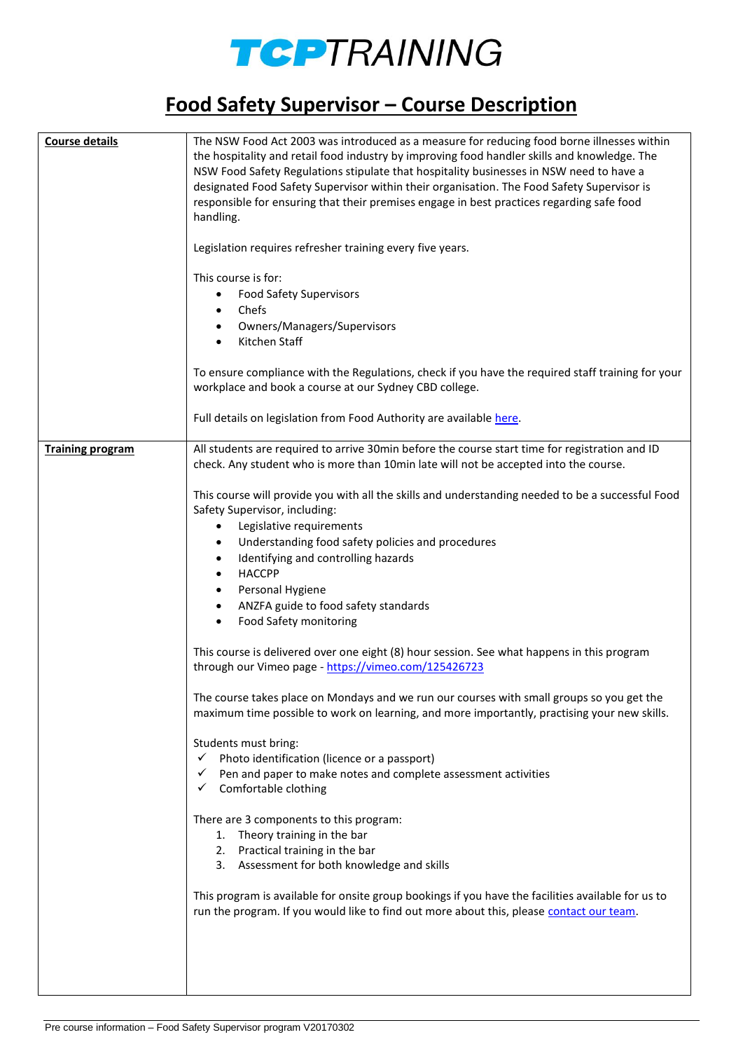# TCPTRAINING

# Food Safety Supervisor – Course Description

| **Course details** | The NSW Food Act 2003 was introduced as a measure for reducing food borne illnesses within the hospitality and retail food industry by improving food handler skills and knowledge. The NSW Food Safety Regulations stipulate that hospitality businesses in NSW need to have a designated Food Safety Supervisor within their organisation. The Food Safety Supervisor is responsible for ensuring that their premises engage in best practices regarding safe food handling.<br><br>Legislation requires refresher training every five years.<br><br>This course is for:<br>• Food Safety Supervisors<br>• Chefs<br>• Owners/Managers/Supervisors<br>• Kitchen Staff<br><br>To ensure compliance with the Regulations, check if you have the required staff training for your workplace and book a course at our Sydney CBD college.<br><br>Full details on legislation from Food Authority are available here. |
|---|---|
| **Training program** | All students are required to arrive 30min before the course start time for registration and ID check. Any student who is more than 10min late will not be accepted into the course.<br><br>This course will provide you with all the skills and understanding needed to be a successful Food Safety Supervisor, including:<br>• Legislative requirements<br>• Understanding food safety policies and procedures<br>• Identifying and controlling hazards<br>• HACCPP<br>• Personal Hygiene<br>• ANZFA guide to food safety standards<br>• Food Safety monitoring<br><br>This course is delivered over one eight (8) hour session. See what happens in this program through our Vimeo page - https://vimeo.com/125426723<br><br>The course takes place on Mondays and we run our courses with small groups so you get the maximum time possible to work on learning, and more importantly, practising your new skills.<br><br>Students must bring:<br>✓ Photo identification (licence or a passport)<br>✓ Pen and paper to make notes and complete assessment activities<br>✓ Comfortable clothing<br><br>There are 3 components to this program:<br>1. Theory training in the bar<br>2. Practical training in the bar<br>3. Assessment for both knowledge and skills<br><br>This program is available for onsite group bookings if you have the facilities available for us to run the program. If you would like to find out more about this, please contact our team. |

Pre course information – Food Safety Supervisor program V20170302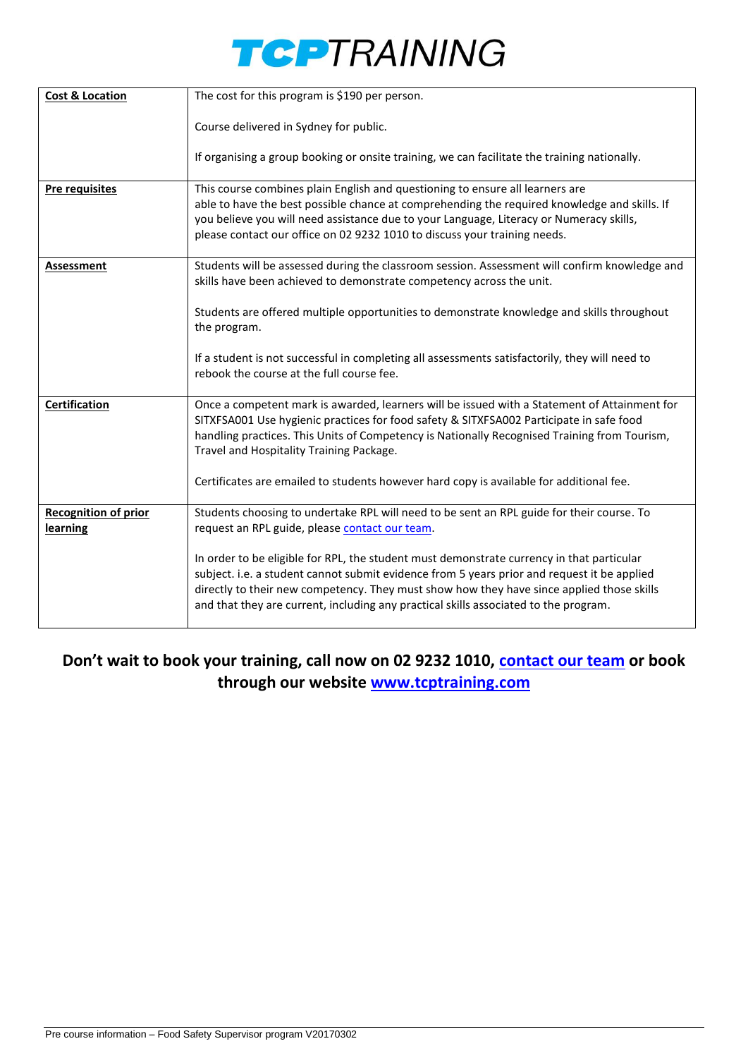# TCPTRAINING

| | |
|---|---|
| **Cost & Location** | The cost for this program is $190 per person.<br><br>Course delivered in Sydney for public.<br><br>If organising a group booking or onsite training, we can facilitate the training nationally. |
| **Pre requisites** | This course combines plain English and questioning to ensure all learners are able to have the best possible chance at comprehending the required knowledge and skills. If you believe you will need assistance due to your Language, Literacy or Numeracy skills, please contact our office on 02 9232 1010 to discuss your training needs. |
| **Assessment** | Students will be assessed during the classroom session. Assessment will confirm knowledge and skills have been achieved to demonstrate competency across the unit.<br><br>Students are offered multiple opportunities to demonstrate knowledge and skills throughout the program.<br><br>If a student is not successful in completing all assessments satisfactorily, they will need to rebook the course at the full course fee. |
| **Certification** | Once a competent mark is awarded, learners will be issued with a Statement of Attainment for SITXFSA001 Use hygienic practices for food safety & SITXFSA002 Participate in safe food handling practices. This Units of Competency is Nationally Recognised Training from Tourism, Travel and Hospitality Training Package.<br><br>Certificates are emailed to students however hard copy is available for additional fee. |
| **Recognition of prior learning** | Students choosing to undertake RPL will need to be sent an RPL guide for their course. To request an RPL guide, please contact our team.<br><br>In order to be eligible for RPL, the student must demonstrate currency in that particular subject. i.e. a student cannot submit evidence from 5 years prior and request it be applied directly to their new competency. They must show how they have since applied those skills and that they are current, including any practical skills associated to the program. |

**Don't wait to book your training, call now on 02 9232 1010, contact our team or book through our website www.tcptraining.com**

Pre course information – Food Safety Supervisor program V20170302